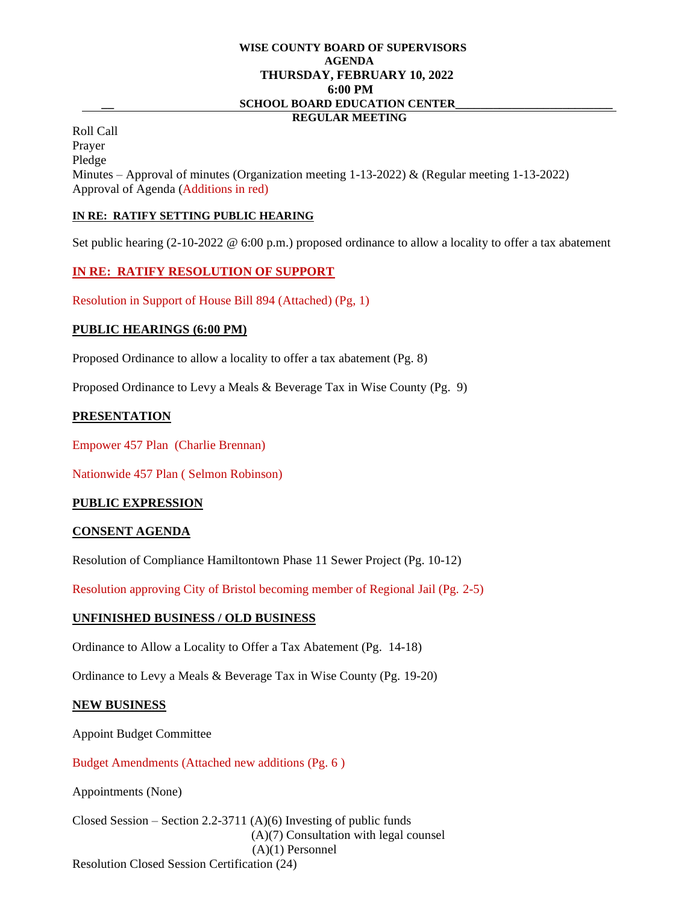**WISE COUNTY BOARD OF SUPERVISORS**
**AGENDA**
**THURSDAY, FEBRUARY 10, 2022**
**6:00 PM**
**SCHOOL BOARD EDUCATION CENTER**
**REGULAR MEETING**

Roll Call
Prayer
Pledge
Minutes – Approval of minutes (Organization meeting 1-13-2022) & (Regular meeting 1-13-2022)
Approval of Agenda (Additions in red)

**IN RE: RATIFY SETTING PUBLIC HEARING**

Set public hearing (2-10-2022 @ 6:00 p.m.) proposed ordinance to allow a locality to offer a tax abatement

**IN RE: RATIFY RESOLUTION OF SUPPORT**

Resolution in Support of House Bill 894 (Attached) (Pg, 1)

**PUBLIC HEARINGS (6:00 PM)**

Proposed Ordinance to allow a locality to offer a tax abatement (Pg. 8)

Proposed Ordinance to Levy a Meals & Beverage Tax in Wise County (Pg. 9)

**PRESENTATION**

Empower 457 Plan (Charlie Brennan)

Nationwide 457 Plan ( Selmon Robinson)

**PUBLIC EXPRESSION**

**CONSENT AGENDA**

Resolution of Compliance Hamiltontown Phase 11 Sewer Project (Pg. 10-12)

Resolution approving City of Bristol becoming member of Regional Jail (Pg. 2-5)

**UNFINISHED BUSINESS / OLD BUSINESS**

Ordinance to Allow a Locality to Offer a Tax Abatement (Pg. 14-18)

Ordinance to Levy a Meals & Beverage Tax in Wise County (Pg. 19-20)

**NEW BUSINESS**

Appoint Budget Committee

Budget Amendments (Attached new additions (Pg. 6 )

Appointments (None)

Closed Session – Section 2.2-3711 (A)(6) Investing of public funds
(A)(7) Consultation with legal counsel
(A)(1) Personnel

Resolution Closed Session Certification (24)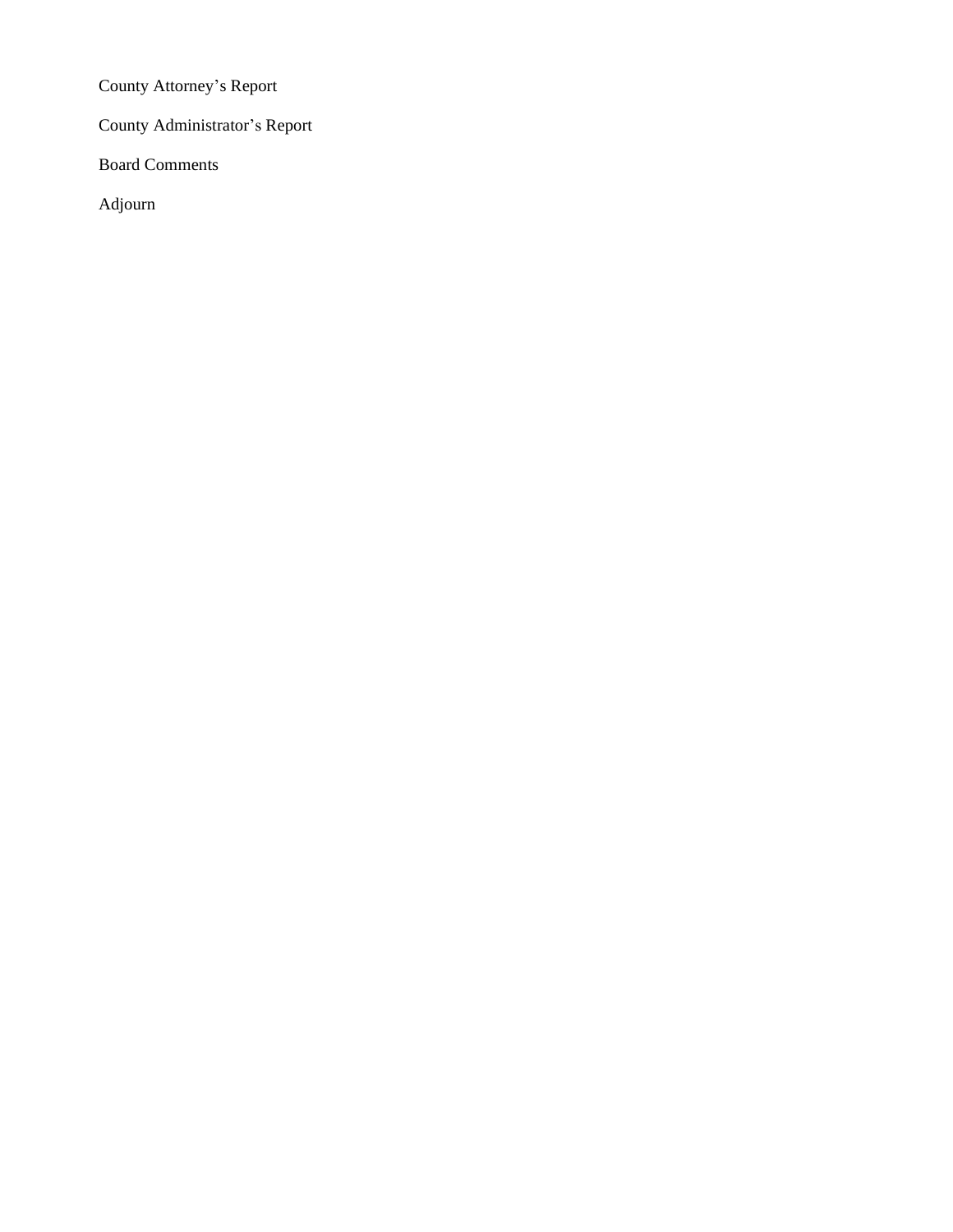County Attorney's Report

County Administrator's Report

Board Comments

Adjourn